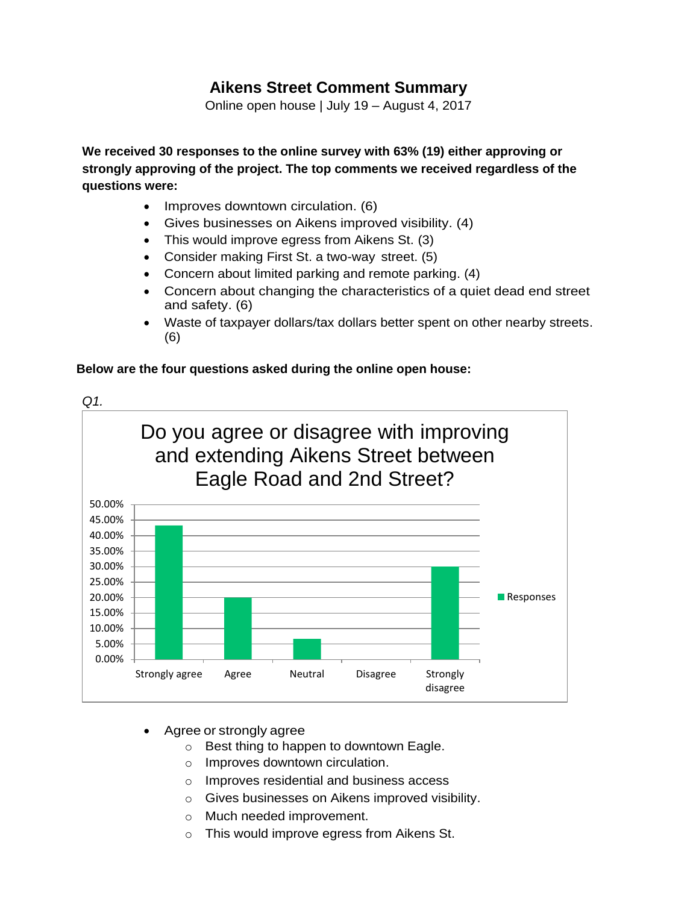# Aikens Street Comment Summary

Online open house | July 19 – August 4, 2017

**We received 30 responses to the online survey with 63% (19) either approving or strongly approving of the project. The top comments we received regardless of the questions were:**

- Improves downtown circulation. (6)
- Gives businesses on Aikens improved visibility. (4)
- This would improve egress from Aikens St. (3)
- Consider making First St. a two-way street. (5)
- Concern about limited parking and remote parking. (4)
- Concern about changing the characteristics of a quiet dead end street and safety. (6)
- Waste of taxpayer dollars/tax dollars better spent on other nearby streets. (6)

**Below are the four questions asked during the online open house:**

*Q1.*

Do you agree or disagree with improving and extending Aikens Street between Eagle Road and 2nd Street?

| Response | Responses |
|---|---|
| Strongly agree | ~43% |
| Agree | ~20% |
| Neutral | ~6.7% |
| Disagree | 0% |
| Strongly disagree | ~30% |

- Agree or strongly agree
  - Best thing to happen to downtown Eagle.
  - Improves downtown circulation.
  - Improves residential and business access
  - Gives businesses on Aikens improved visibility.
  - Much needed improvement.
  - This would improve egress from Aikens St.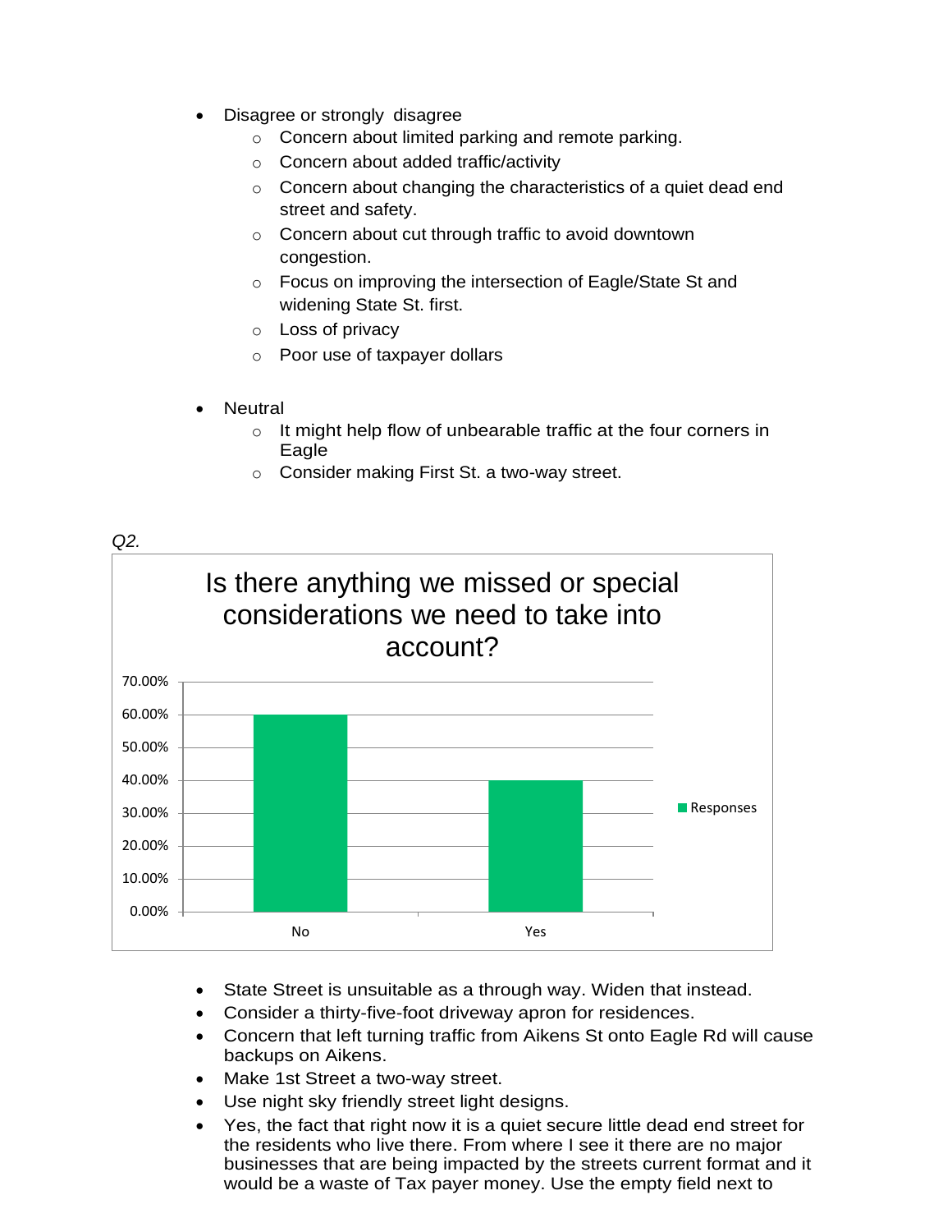- Disagree or strongly disagree
  - Concern about limited parking and remote parking.
  - Concern about added traffic/activity
  - Concern about changing the characteristics of a quiet dead end street and safety.
  - Concern about cut through traffic to avoid downtown congestion.
  - Focus on improving the intersection of Eagle/State St and widening State St. first.
  - Loss of privacy
  - Poor use of taxpayer dollars

- Neutral
  - It might help flow of unbearable traffic at the four corners in Eagle
  - Consider making First St. a two-way street.

*Q2.*

**Is there anything we missed or special considerations we need to take into account?**

| | Responses |
|---|---|
| No | 60.00% |
| Yes | 40.00% |

- State Street is unsuitable as a through way. Widen that instead.
- Consider a thirty-five-foot driveway apron for residences.
- Concern that left turning traffic from Aikens St onto Eagle Rd will cause backups on Aikens.
- Make 1st Street a two-way street.
- Use night sky friendly street light designs.
- Yes, the fact that right now it is a quiet secure little dead end street for the residents who live there. From where I see it there are no major businesses that are being impacted by the streets current format and it would be a waste of Tax payer money. Use the empty field next to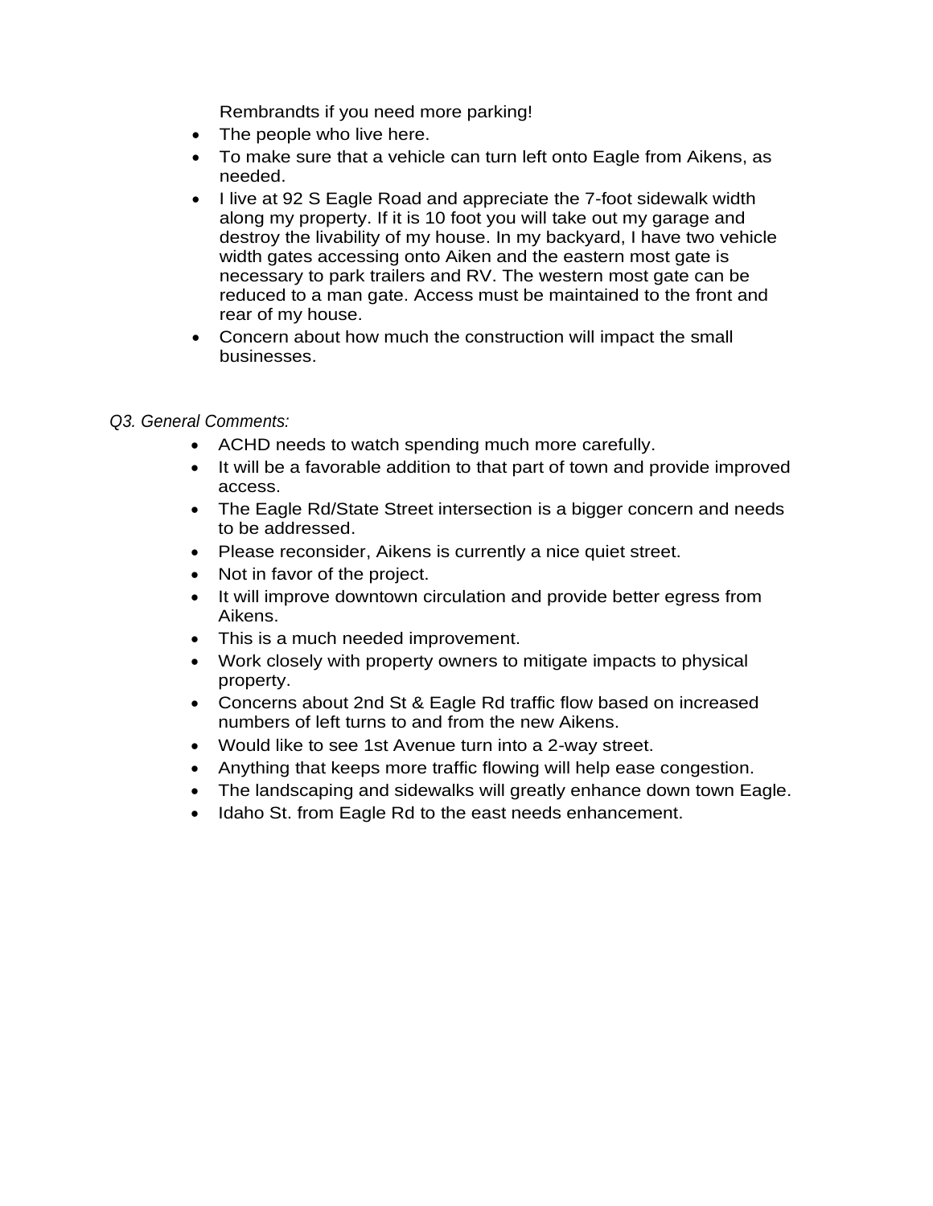Rembrandts if you need more parking!

- The people who live here.
- To make sure that a vehicle can turn left onto Eagle from Aikens, as needed.
- I live at 92 S Eagle Road and appreciate the 7-foot sidewalk width along my property. If it is 10 foot you will take out my garage and destroy the livability of my house. In my backyard, I have two vehicle width gates accessing onto Aiken and the eastern most gate is necessary to park trailers and RV. The western most gate can be reduced to a man gate. Access must be maintained to the front and rear of my house.
- Concern about how much the construction will impact the small businesses.

*Q3. General Comments:*

- ACHD needs to watch spending much more carefully.
- It will be a favorable addition to that part of town and provide improved access.
- The Eagle Rd/State Street intersection is a bigger concern and needs to be addressed.
- Please reconsider, Aikens is currently a nice quiet street.
- Not in favor of the project.
- It will improve downtown circulation and provide better egress from Aikens.
- This is a much needed improvement.
- Work closely with property owners to mitigate impacts to physical property.
- Concerns about 2nd St & Eagle Rd traffic flow based on increased numbers of left turns to and from the new Aikens.
- Would like to see 1st Avenue turn into a 2-way street.
- Anything that keeps more traffic flowing will help ease congestion.
- The landscaping and sidewalks will greatly enhance down town Eagle.
- Idaho St. from Eagle Rd to the east needs enhancement.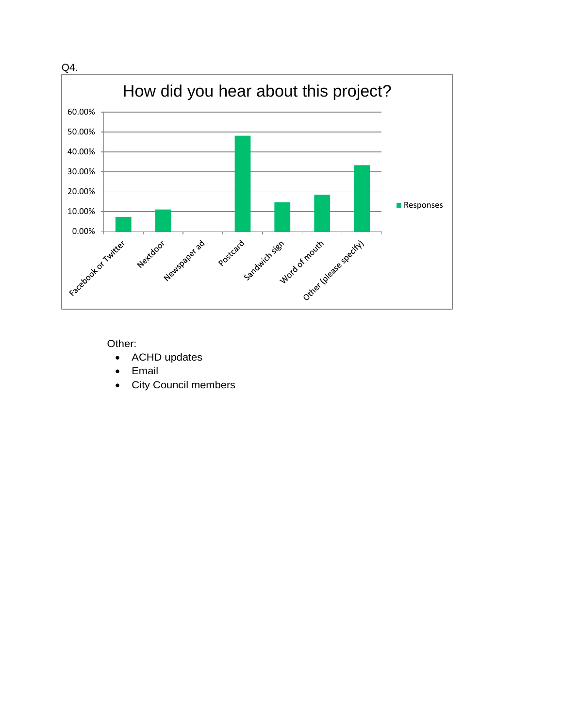Q4.

How did you hear about this project?

60.00%
50.00%
40.00%
30.00%
20.00%
10.00%
0.00%

Facebook or Twitter
Nextdoor
Newspaper ad
Postcard
Sandwich sign
Word of mouth
Other (please specify)

Responses

Other:

- ACHD updates
- Email
- City Council members